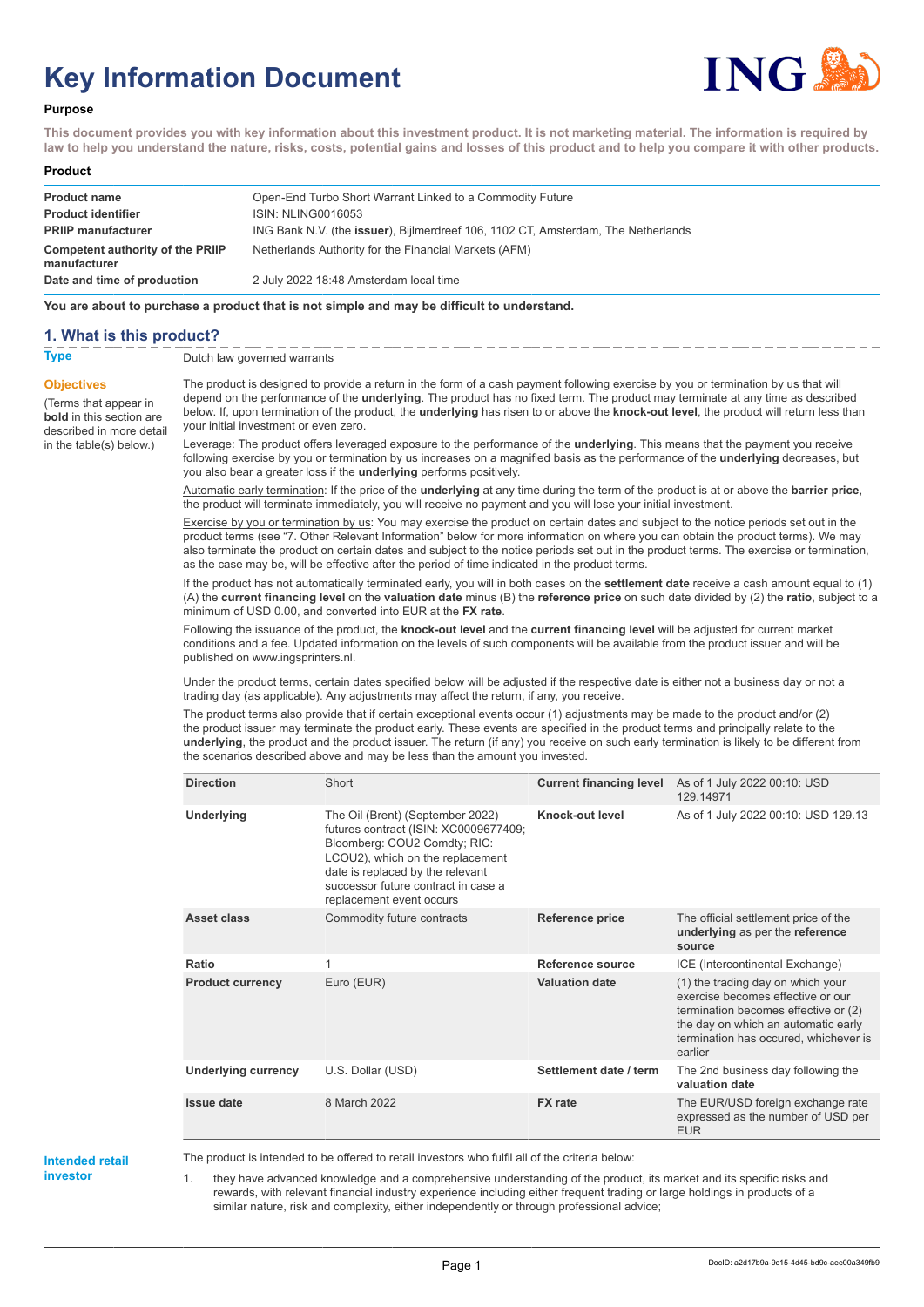# Key Information Document

**Purpose**

**This document provides you with key information about this investment product. It is not marketing material. The information is required by law to help you understand the nature, risks, costs, potential gains and losses of this product and to help you compare it with other products.**

**Product**

| | |
|---|---|
| **Product name** | Open-End Turbo Short Warrant Linked to a Commodity Future |
| **Product identifier** | ISIN: NLING0016053 |
| **PRIIP manufacturer** | ING Bank N.V. (the **issuer**), Bijlmerdreef 106, 1102 CT, Amsterdam, The Netherlands |
| **Competent authority of the PRIIP manufacturer** | Netherlands Authority for the Financial Markets (AFM) |
| **Date and time of production** | 2 July 2022 18:48 Amsterdam local time |

**You are about to purchase a product that is not simple and may be difficult to understand.**

## 1. What is this product?

**Type**

Dutch law governed warrants

**Objectives**

(Terms that appear in **bold** in this section are described in more detail in the table(s) below.)

The product is designed to provide a return in the form of a cash payment following exercise by you or termination by us that will depend on the performance of the **underlying**. The product has no fixed term. The product may terminate at any time as described below. If, upon termination of the product, the **underlying** has risen to or above the **knock-out level**, the product will return less than your initial investment or even zero.

Leverage: The product offers leveraged exposure to the performance of the **underlying**. This means that the payment you receive following exercise by you or termination by us increases on a magnified basis as the performance of the **underlying** decreases, but you also bear a greater loss if the **underlying** performs positively.

Automatic early termination: If the price of the **underlying** at any time during the term of the product is at or above the **barrier price**, the product will terminate immediately, you will receive no payment and you will lose your initial investment.

Exercise by you or termination by us: You may exercise the product on certain dates and subject to the notice periods set out in the product terms (see "7. Other Relevant Information" below for more information on where you can obtain the product terms). We may also terminate the product on certain dates and subject to the notice periods set out in the product terms. The exercise or termination, as the case may be, will be effective after the period of time indicated in the product terms.

If the product has not automatically terminated early, you will in both cases on the **settlement date** receive a cash amount equal to (1) (A) the **current financing level** on the **valuation date** minus (B) the **reference price** on such date divided by (2) the **ratio**, subject to a minimum of USD 0.00, and converted into EUR at the **FX rate**.

Following the issuance of the product, the **knock-out level** and the **current financing level** will be adjusted for current market conditions and a fee. Updated information on the levels of such components will be available from the product issuer and will be published on www.ingsprinters.nl.

Under the product terms, certain dates specified below will be adjusted if the respective date is either not a business day or not a trading day (as applicable). Any adjustments may affect the return, if any, you receive.

The product terms also provide that if certain exceptional events occur (1) adjustments may be made to the product and/or (2) the product issuer may terminate the product early. These events are specified in the product terms and principally relate to the **underlying**, the product and the product issuer. The return (if any) you receive on such early termination is likely to be different from the scenarios described above and may be less than the amount you invested.

| | | | |
|---|---|---|---|
| **Direction** | Short | **Current financing level** | As of 1 July 2022 00:10: USD 129.14971 |
| **Underlying** | The Oil (Brent) (September 2022) futures contract (ISIN: XC0009677409; Bloomberg: COU2 Comdty; RIC: LCOU2), which on the replacement date is replaced by the relevant successor future contract in case a replacement event occurs | **Knock-out level** | As of 1 July 2022 00:10: USD 129.13 |
| **Asset class** | Commodity future contracts | **Reference price** | The official settlement price of the **underlying** as per the **reference source** |
| **Ratio** | 1 | **Reference source** | ICE (Intercontinental Exchange) |
| **Product currency** | Euro (EUR) | **Valuation date** | (1) the trading day on which your exercise becomes effective or our termination becomes effective or (2) the day on which an automatic early termination has occured, whichever is earlier |
| **Underlying currency** | U.S. Dollar (USD) | **Settlement date / term** | The 2nd business day following the **valuation date** |
| **Issue date** | 8 March 2022 | **FX rate** | The EUR/USD foreign exchange rate expressed as the number of USD per EUR |

**Intended retail investor**

The product is intended to be offered to retail investors who fulfil all of the criteria below:

1. they have advanced knowledge and a comprehensive understanding of the product, its market and its specific risks and rewards, with relevant financial industry experience including either frequent trading or large holdings in products of a similar nature, risk and complexity, either independently or through professional advice;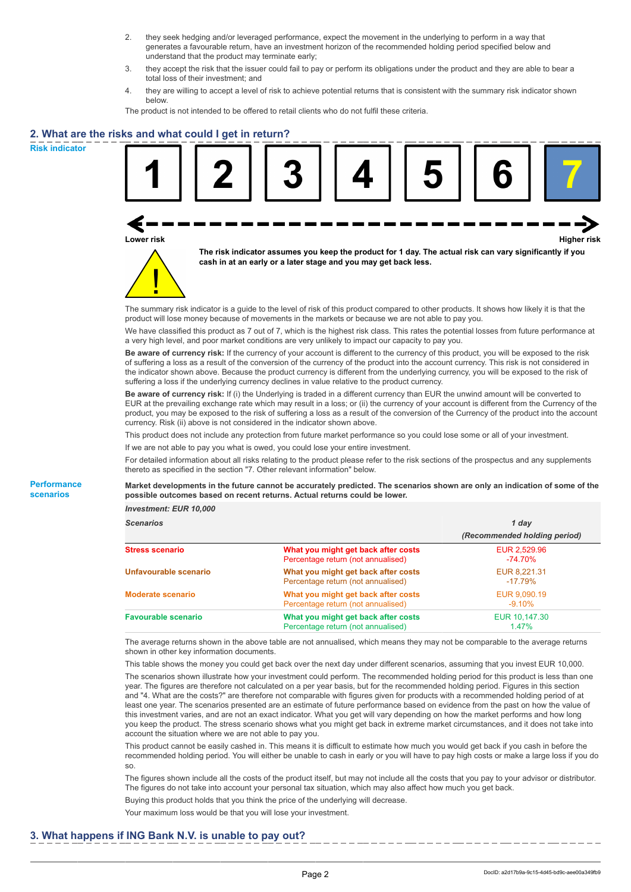2. they seek hedging and/or leveraged performance, expect the movement in the underlying to perform in a way that generates a favourable return, have an investment horizon of the recommended holding period specified below and understand that the product may terminate early;
3. they accept the risk that the issuer could fail to pay or perform its obligations under the product and they are able to bear a total loss of their investment; and
4. they are willing to accept a level of risk to achieve potential returns that is consistent with the summary risk indicator shown below.

The product is not intended to be offered to retail clients who do not fulfil these criteria.

## 2. What are the risks and what could I get in return?

**Risk indicator**

| 1 | 2 | 3 | 4 | 5 | 6 | **7** |
|---|---|---|---|---|---|---|

Lower risk — Higher risk

**The risk indicator assumes you keep the product for 1 day. The actual risk can vary significantly if you cash in at an early or a later stage and you may get back less.**

The summary risk indicator is a guide to the level of risk of this product compared to other products. It shows how likely it is that the product will lose money because of movements in the markets or because we are not able to pay you.

We have classified this product as 7 out of 7, which is the highest risk class. This rates the potential losses from future performance at a very high level, and poor market conditions are very unlikely to impact our capacity to pay you.

**Be aware of currency risk:** If the currency of your account is different to the currency of this product, you will be exposed to the risk of suffering a loss as a result of the conversion of the currency of the product into the account currency. This risk is not considered in the indicator shown above. Because the product currency is different from the underlying currency, you will be exposed to the risk of suffering a loss if the underlying currency declines in value relative to the product currency.

**Be aware of currency risk:** If (i) the Underlying is traded in a different currency than EUR the unwind amount will be converted to EUR at the prevailing exchange rate which may result in a loss; or (ii) the currency of your account is different from the Currency of the product, you may be exposed to the risk of suffering a loss as a result of the conversion of the Currency of the product into the account currency. Risk (ii) above is not considered in the indicator shown above.

This product does not include any protection from future market performance so you could lose some or all of your investment.

If we are not able to pay you what is owed, you could lose your entire investment.

For detailed information about all risks relating to the product please refer to the risk sections of the prospectus and any supplements thereto as specified in the section "7. Other relevant information" below.

**Performance scenarios**

**Market developments in the future cannot be accurately predicted. The scenarios shown are only an indication of some of the possible outcomes based on recent returns. Actual returns could be lower.**

*Investment: EUR 10,000*

| *Scenarios* | | *1 day (Recommended holding period)* |
|---|---|---|
| **Stress scenario** | **What you might get back after costs** | EUR 2,529.96 |
| | Percentage return (not annualised) | -74.70% |
| **Unfavourable scenario** | **What you might get back after costs** | EUR 8,221.31 |
| | Percentage return (not annualised) | -17.79% |
| **Moderate scenario** | **What you might get back after costs** | EUR 9,090.19 |
| | Percentage return (not annualised) | -9.10% |
| **Favourable scenario** | **What you might get back after costs** | EUR 10,147.30 |
| | Percentage return (not annualised) | 1.47% |

The average returns shown in the above table are not annualised, which means they may not be comparable to the average returns shown in other key information documents.

This table shows the money you could get back over the next day under different scenarios, assuming that you invest EUR 10,000.

The scenarios shown illustrate how your investment could perform. The recommended holding period for this product is less than one year. The figures are therefore not calculated on a per year basis, but for the recommended holding period. Figures in this section and "4. What are the costs?" are therefore not comparable with figures given for products with a recommended holding period of at least one year. The scenarios presented are an estimate of future performance based on evidence from the past on how the value of this investment varies, and are not an exact indicator. What you get will vary depending on how the market performs and how long you keep the product. The stress scenario shows what you might get back in extreme market circumstances, and it does not take into account the situation where we are not able to pay you.

This product cannot be easily cashed in. This means it is difficult to estimate how much you would get back if you cash in before the recommended holding period. You will either be unable to cash in early or you will have to pay high costs or make a large loss if you do so.

The figures shown include all the costs of the product itself, but may not include all the costs that you pay to your advisor or distributor. The figures do not take into account your personal tax situation, which may also affect how much you get back.

Buying this product holds that you think the price of the underlying will decrease.

Your maximum loss would be that you will lose your investment.

## 3. What happens if ING Bank N.V. is unable to pay out?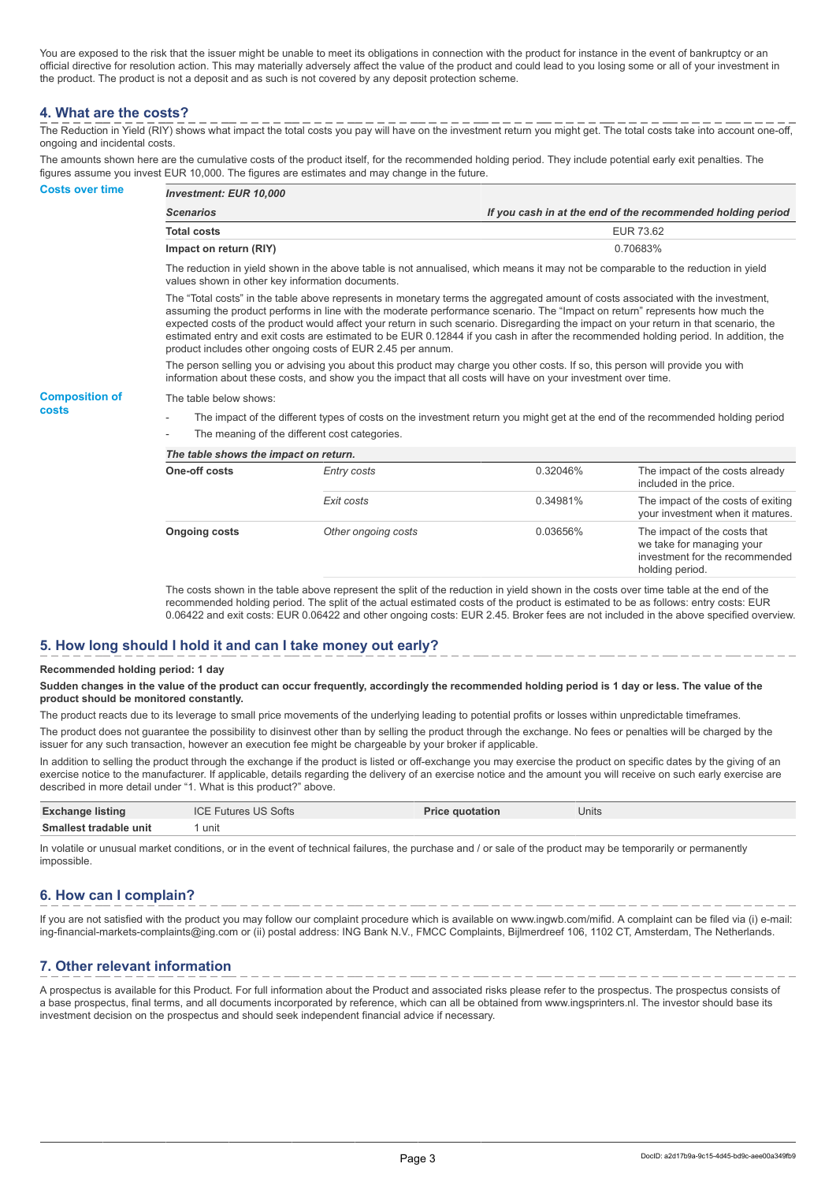You are exposed to the risk that the issuer might be unable to meet its obligations in connection with the product for instance in the event of bankruptcy or an official directive for resolution action. This may materially adversely affect the value of the product and could lead to you losing some or all of your investment in the product. The product is not a deposit and as such is not covered by any deposit protection scheme.

## 4. What are the costs?

The Reduction in Yield (RIY) shows what impact the total costs you pay will have on the investment return you might get. The total costs take into account one-off, ongoing and incidental costs.

The amounts shown here are the cumulative costs of the product itself, for the recommended holding period. They include potential early exit penalties. The figures assume you invest EUR 10,000. The figures are estimates and may change in the future.

### Costs over time

| *Investment: EUR 10,000* | |
|---|---|
| ***Scenarios*** | ***If you cash in at the end of the recommended holding period*** |
| **Total costs** | EUR 73.62 |
| **Impact on return (RIY)** | 0.70683% |

The reduction in yield shown in the above table is not annualised, which means it may not be comparable to the reduction in yield values shown in other key information documents.

The "Total costs" in the table above represents in monetary terms the aggregated amount of costs associated with the investment, assuming the product performs in line with the moderate performance scenario. The "Impact on return" represents how much the expected costs of the product would affect your return in such scenario. Disregarding the impact on your return in that scenario, the estimated entry and exit costs are estimated to be EUR 0.12844 if you cash in after the recommended holding period. In addition, the product includes other ongoing costs of EUR 2.45 per annum.

The person selling you or advising you about this product may charge you other costs. If so, this person will provide you with information about these costs, and show you the impact that all costs will have on your investment over time.

### Composition of costs

The table below shows:

- The impact of the different types of costs on the investment return you might get at the end of the recommended holding period
- The meaning of the different cost categories.

*The table shows the impact on return.*

| | | | |
|---|---|---|---|
| **One-off costs** | *Entry costs* | 0.32046% | The impact of the costs already included in the price. |
| | *Exit costs* | 0.34981% | The impact of the costs of exiting your investment when it matures. |
| **Ongoing costs** | *Other ongoing costs* | 0.03656% | The impact of the costs that we take for managing your investment for the recommended holding period. |

The costs shown in the table above represent the split of the reduction in yield shown in the costs over time table at the end of the recommended holding period. The split of the actual estimated costs of the product is estimated to be as follows: entry costs: EUR 0.06422 and exit costs: EUR 0.06422 and other ongoing costs: EUR 2.45. Broker fees are not included in the above specified overview.

## 5. How long should I hold it and can I take money out early?

**Recommended holding period: 1 day**

**Sudden changes in the value of the product can occur frequently, accordingly the recommended holding period is 1 day or less. The value of the product should be monitored constantly.**

The product reacts due to its leverage to small price movements of the underlying leading to potential profits or losses within unpredictable timeframes.

The product does not guarantee the possibility to disinvest other than by selling the product through the exchange. No fees or penalties will be charged by the issuer for any such transaction, however an execution fee might be chargeable by your broker if applicable.

In addition to selling the product through the exchange if the product is listed or off-exchange you may exercise the product on specific dates by the giving of an exercise notice to the manufacturer. If applicable, details regarding the delivery of an exercise notice and the amount you will receive on such early exercise are described in more detail under "1. What is this product?" above.

| | | | |
|---|---|---|---|
| **Exchange listing** | ICE Futures US Softs | **Price quotation** | Units |
| **Smallest tradable unit** | 1 unit | | |

In volatile or unusual market conditions, or in the event of technical failures, the purchase and / or sale of the product may be temporarily or permanently impossible.

## 6. How can I complain?

If you are not satisfied with the product you may follow our complaint procedure which is available on www.ingwb.com/mifid. A complaint can be filed via (i) e-mail: ing-financial-markets-complaints@ing.com or (ii) postal address: ING Bank N.V., FMCC Complaints, Bijlmerdreef 106, 1102 CT, Amsterdam, The Netherlands.

## 7. Other relevant information

A prospectus is available for this Product. For full information about the Product and associated risks please refer to the prospectus. The prospectus consists of a base prospectus, final terms, and all documents incorporated by reference, which can all be obtained from www.ingsprinters.nl. The investor should base its investment decision on the prospectus and should seek independent financial advice if necessary.